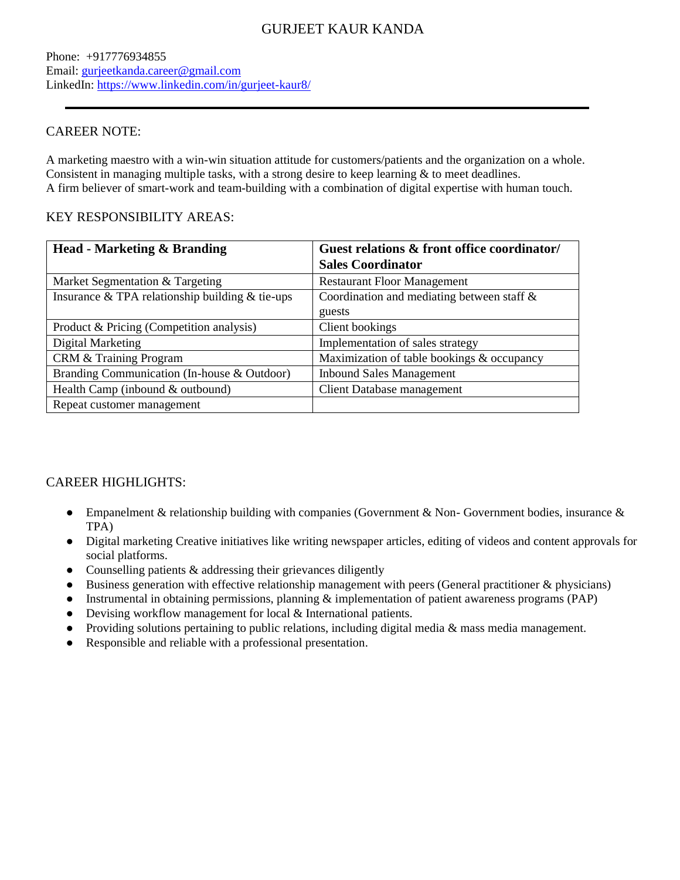# GURJEET KAUR KANDA

Phone: +917776934855
Email: [gurjeetkanda.career@gmail.com](mailto:gurjeetkanda.career@gmail.com)
LinkedIn: [https://www.linkedin.com/in/gurjeet-kaur8/](https://www.linkedin.com/in/gurjeet-kaur8/)

---

## CAREER NOTE:

A marketing maestro with a win-win situation attitude for customers/patients and the organization on a whole.
Consistent in managing multiple tasks, with a strong desire to keep learning & to meet deadlines.
A firm believer of smart-work and team-building with a combination of digital expertise with human touch.

## KEY RESPONSIBILITY AREAS:

| **Head - Marketing & Branding** | **Guest relations & front office coordinator/ Sales Coordinator** |
|---|---|
| Market Segmentation & Targeting | Restaurant Floor Management |
| Insurance & TPA relationship building & tie-ups | Coordination and mediating between staff & guests |
| Product & Pricing (Competition analysis) | Client bookings |
| Digital Marketing | Implementation of sales strategy |
| CRM & Training Program | Maximization of table bookings & occupancy |
| Branding Communication (In-house & Outdoor) | Inbound Sales Management |
| Health Camp (inbound & outbound) | Client Database management |
| Repeat customer management | |

## CAREER HIGHLIGHTS:

- Empanelment & relationship building with companies (Government & Non- Government bodies, insurance & TPA)
- Digital marketing Creative initiatives like writing newspaper articles, editing of videos and content approvals for social platforms.
- Counselling patients & addressing their grievances diligently
- Business generation with effective relationship management with peers (General practitioner & physicians)
- Instrumental in obtaining permissions, planning & implementation of patient awareness programs (PAP)
- Devising workflow management for local & International patients.
- Providing solutions pertaining to public relations, including digital media & mass media management.
- Responsible and reliable with a professional presentation.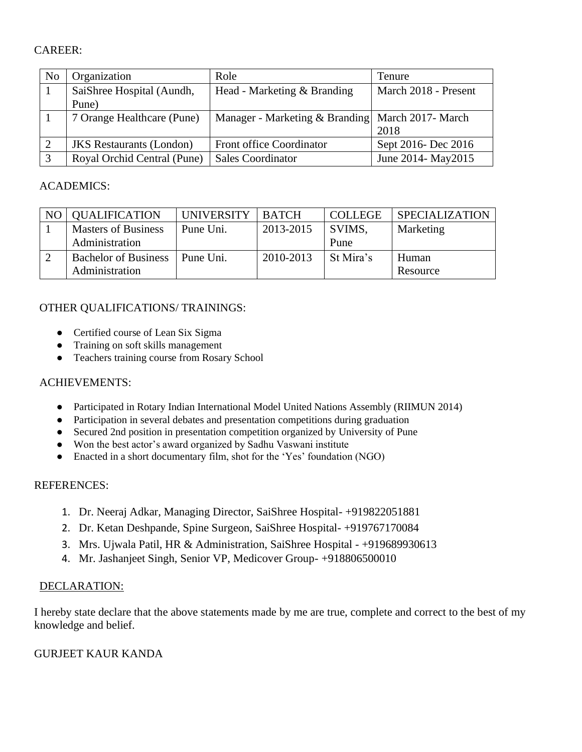CAREER:

| No | Organization | Role | Tenure |
|---|---|---|---|
| 1 | SaiShree Hospital (Aundh, Pune) | Head - Marketing & Branding | March 2018 - Present |
| 1 | 7 Orange Healthcare (Pune) | Manager - Marketing & Branding | March 2017- March 2018 |
| 2 | JKS Restaurants (London) | Front office Coordinator | Sept 2016- Dec 2016 |
| 3 | Royal Orchid Central (Pune) | Sales Coordinator | June 2014- May2015 |

ACADEMICS:

| NO | QUALIFICATION | UNIVERSITY | BATCH | COLLEGE | SPECIALIZATION |
|---|---|---|---|---|---|
| 1 | Masters of Business Administration | Pune Uni. | 2013-2015 | SVIMS, Pune | Marketing |
| 2 | Bachelor of Business Administration | Pune Uni. | 2010-2013 | St Mira's | Human Resource |

OTHER QUALIFICATIONS/ TRAININGS:

- Certified course of Lean Six Sigma
- Training on soft skills management
- Teachers training course from Rosary School

ACHIEVEMENTS:

- Participated in Rotary Indian International Model United Nations Assembly (RIIMUN 2014)
- Participation in several debates and presentation competitions during graduation
- Secured 2nd position in presentation competition organized by University of Pune
- Won the best actor's award organized by Sadhu Vaswani institute
- Enacted in a short documentary film, shot for the 'Yes' foundation (NGO)

REFERENCES:

1. Dr. Neeraj Adkar, Managing Director, SaiShree Hospital- +919822051881
2. Dr. Ketan Deshpande, Spine Surgeon, SaiShree Hospital- +919767170084
3. Mrs. Ujwala Patil, HR & Administration, SaiShree Hospital - +919689930613
4. Mr. Jashanjeet Singh, Senior VP, Medicover Group- +918806500010

DECLARATION:

I hereby state declare that the above statements made by me are true, complete and correct to the best of my knowledge and belief.

GURJEET KAUR KANDA